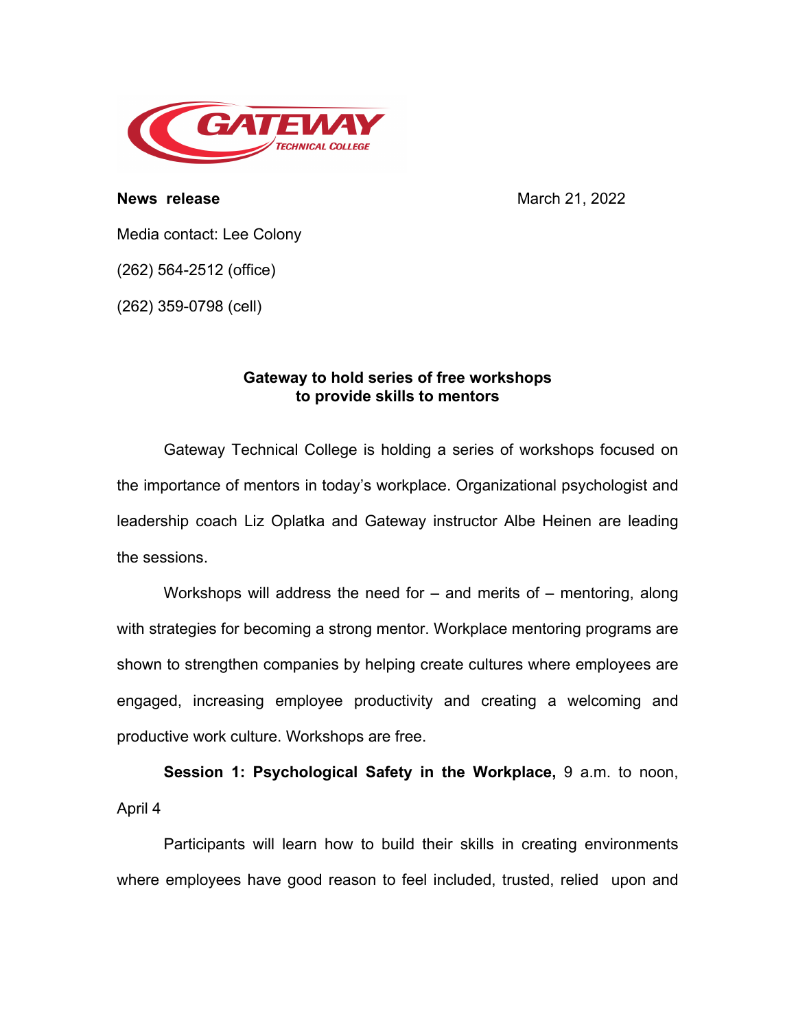**News release** March 21, 2022

Media contact: Lee Colony

(262) 564-2512 (office)

(262) 359-0798 (cell)

## Gateway to hold series of free workshops to provide skills to mentors

Gateway Technical College is holding a series of workshops focused on the importance of mentors in today's workplace. Organizational psychologist and leadership coach Liz Oplatka and Gateway instructor Albe Heinen are leading the sessions.

Workshops will address the need for – and merits of – mentoring, along with strategies for becoming a strong mentor. Workplace mentoring programs are shown to strengthen companies by helping create cultures where employees are engaged, increasing employee productivity and creating a welcoming and productive work culture. Workshops are free.

**Session 1: Psychological Safety in the Workplace,** 9 a.m. to noon, April 4

Participants will learn how to build their skills in creating environments where employees have good reason to feel included, trusted, relied upon and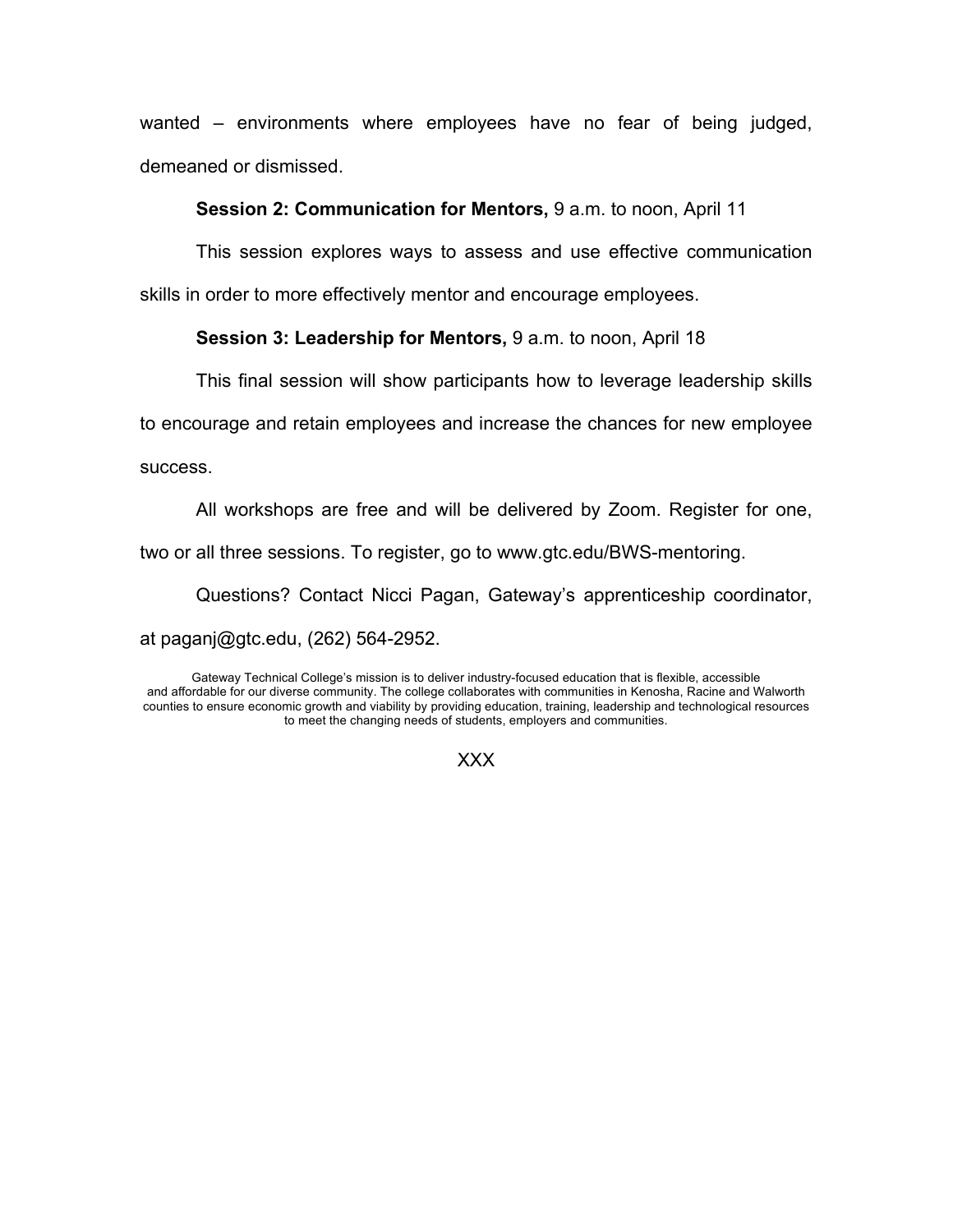wanted – environments where employees have no fear of being judged, demeaned or dismissed.

**Session 2: Communication for Mentors,** 9 a.m. to noon, April 11

This session explores ways to assess and use effective communication skills in order to more effectively mentor and encourage employees.

**Session 3: Leadership for Mentors,** 9 a.m. to noon, April 18

This final session will show participants how to leverage leadership skills to encourage and retain employees and increase the chances for new employee success.

All workshops are free and will be delivered by Zoom. Register for one, two or all three sessions. To register, go to www.gtc.edu/BWS-mentoring.

Questions? Contact Nicci Pagan, Gateway's apprenticeship coordinator, at paganj@gtc.edu, (262) 564-2952.

Gateway Technical College's mission is to deliver industry-focused education that is flexible, accessible and affordable for our diverse community. The college collaborates with communities in Kenosha, Racine and Walworth counties to ensure economic growth and viability by providing education, training, leadership and technological resources to meet the changing needs of students, employers and communities.

XXX